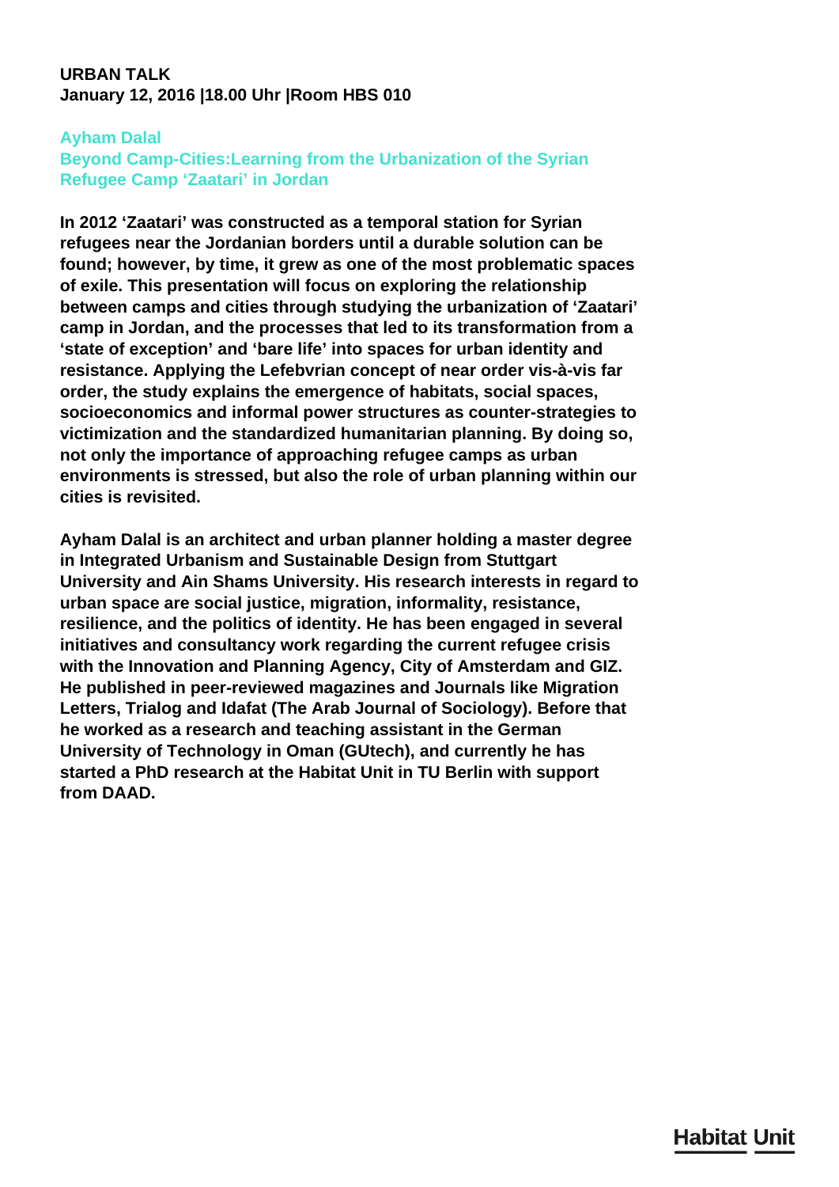**URBAN TALK**
**January 12, 2016 |18.00 Uhr |Room HBS 010**

## Ayham Dalal

## Beyond Camp-Cities:Learning from the Urbanization of the Syrian Refugee Camp ‘Zaatari’ in Jordan

**In 2012 ‘Zaatari’ was constructed as a temporal station for Syrian refugees near the Jordanian borders until a durable solution can be found; however, by time, it grew as one of the most problematic spaces of exile. This presentation will focus on exploring the relationship between camps and cities through studying the urbanization of ‘Zaatari’ camp in Jordan, and the processes that led to its transformation from a ‘state of exception’ and ‘bare life’ into spaces for urban identity and resistance. Applying the Lefebvrian concept of near order vis-à-vis far order, the study explains the emergence of habitats, social spaces, socioeconomics and informal power structures as counter-strategies to victimization and the standardized humanitarian planning. By doing so, not only the importance of approaching refugee camps as urban environments is stressed, but also the role of urban planning within our cities is revisited.**

**Ayham Dalal is an architect and urban planner holding a master degree in Integrated Urbanism and Sustainable Design from Stuttgart University and Ain Shams University. His research interests in regard to urban space are social justice, migration, informality, resistance, resilience, and the politics of identity. He has been engaged in several initiatives and consultancy work regarding the current refugee crisis with the Innovation and Planning Agency, City of Amsterdam and GIZ. He published in peer-reviewed magazines and Journals like Migration Letters, Trialog and Idafat (The Arab Journal of Sociology). Before that he worked as a research and teaching assistant in the German University of Technology in Oman (GUtech), and currently he has started a PhD research at the Habitat Unit in TU Berlin with support from DAAD.**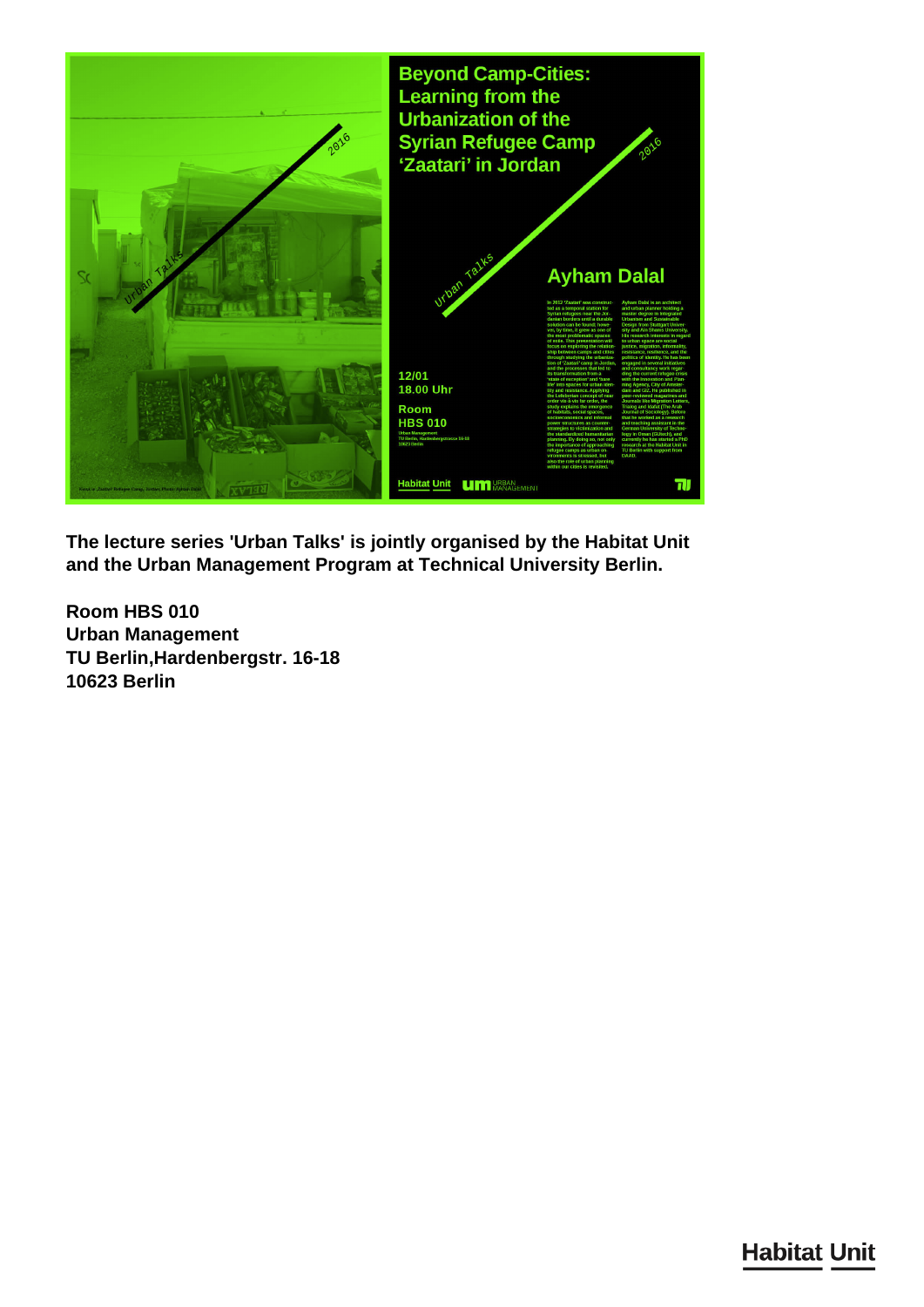**The lecture series 'Urban Talks' is jointly organised by the Habitat Unit and the Urban Management Program at Technical University Berlin.**

**Room HBS 010**
**Urban Management**
**TU Berlin,Hardenbergstr. 16-18**
**10623 Berlin**